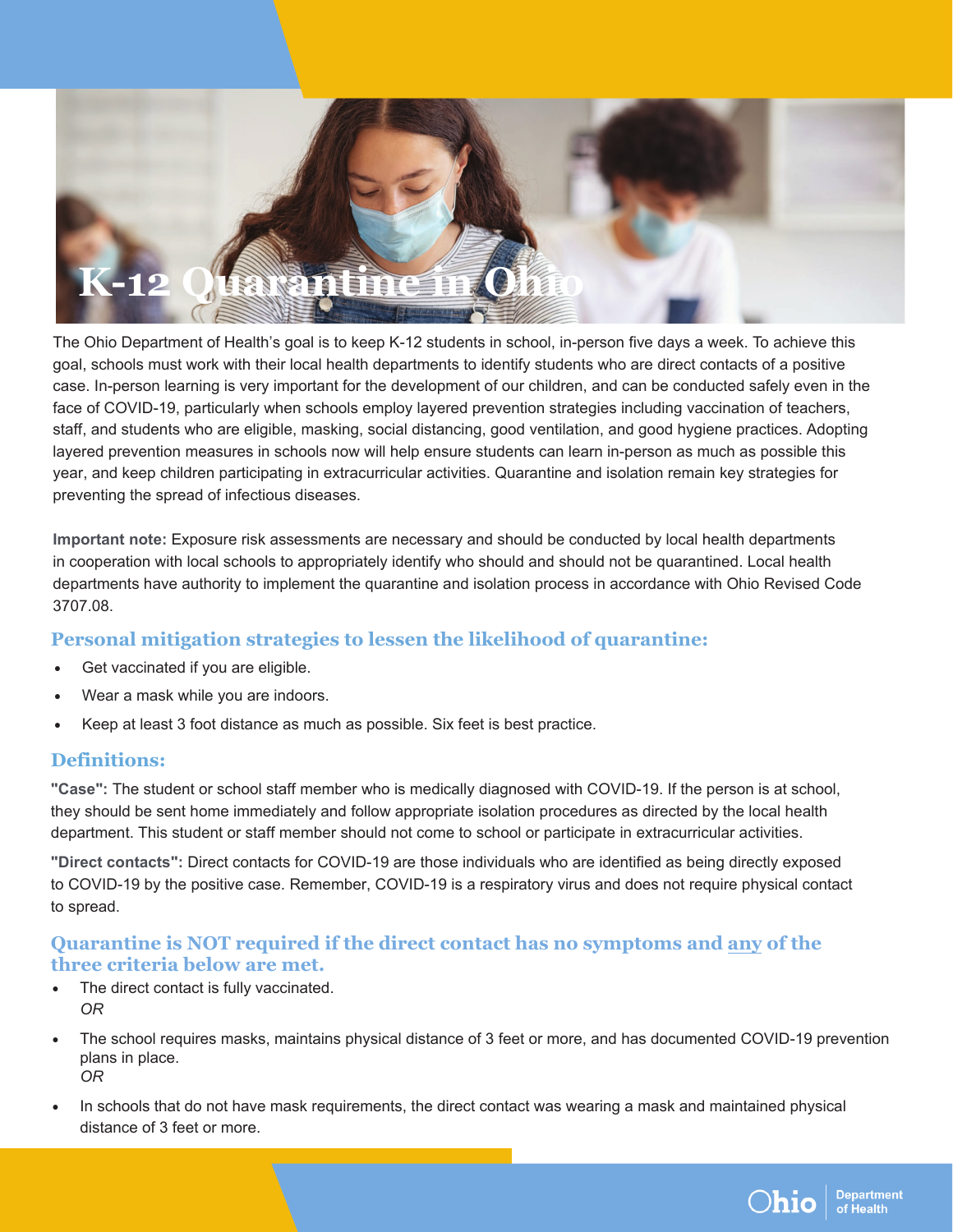# K-12 Quarantine in Ohio

The Ohio Department of Health's goal is to keep K-12 students in school, in-person five days a week. To achieve this goal, schools must work with their local health departments to identify students who are direct contacts of a positive case. In-person learning is very important for the development of our children, and can be conducted safely even in the face of COVID-19, particularly when schools employ layered prevention strategies including vaccination of teachers, staff, and students who are eligible, masking, social distancing, good ventilation, and good hygiene practices. Adopting layered prevention measures in schools now will help ensure students can learn in-person as much as possible this year, and keep children participating in extracurricular activities. Quarantine and isolation remain key strategies for preventing the spread of infectious diseases.

**Important note:** Exposure risk assessments are necessary and should be conducted by local health departments in cooperation with local schools to appropriately identify who should and should not be quarantined. Local health departments have authority to implement the quarantine and isolation process in accordance with Ohio Revised Code 3707.08.

## Personal mitigation strategies to lessen the likelihood of quarantine:

- Get vaccinated if you are eligible.
- Wear a mask while you are indoors.
- Keep at least 3 foot distance as much as possible. Six feet is best practice.

## Definitions:

**"Case":** The student or school staff member who is medically diagnosed with COVID-19. If the person is at school, they should be sent home immediately and follow appropriate isolation procedures as directed by the local health department. This student or staff member should not come to school or participate in extracurricular activities.

**"Direct contacts":** Direct contacts for COVID-19 are those individuals who are identified as being directly exposed to COVID-19 by the positive case. Remember, COVID-19 is a respiratory virus and does not require physical contact to spread.

## Quarantine is NOT required if the direct contact has no symptoms and any of the three criteria below are met.

- The direct contact is fully vaccinated.
  *OR*
- The school requires masks, maintains physical distance of 3 feet or more, and has documented COVID-19 prevention plans in place.
  *OR*
- In schools that do not have mask requirements, the direct contact was wearing a mask and maintained physical distance of 3 feet or more.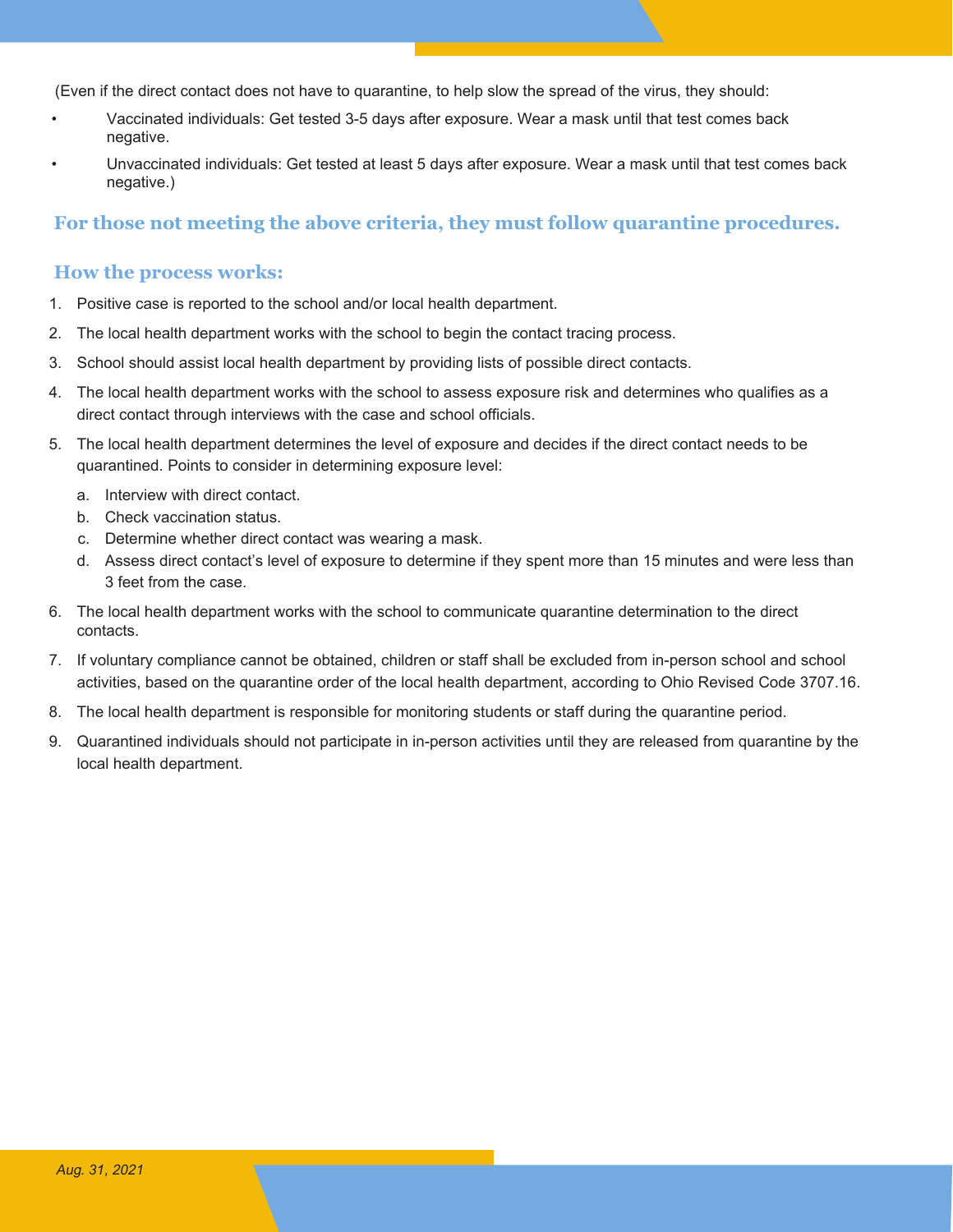(Even if the direct contact does not have to quarantine, to help slow the spread of the virus, they should:

- Vaccinated individuals: Get tested 3-5 days after exposure. Wear a mask until that test comes back negative.
- Unvaccinated individuals: Get tested at least 5 days after exposure. Wear a mask until that test comes back negative.)

## For those not meeting the above criteria, they must follow quarantine procedures.

## How the process works:

1. Positive case is reported to the school and/or local health department.
2. The local health department works with the school to begin the contact tracing process.
3. School should assist local health department by providing lists of possible direct contacts.
4. The local health department works with the school to assess exposure risk and determines who qualifies as a direct contact through interviews with the case and school officials.
5. The local health department determines the level of exposure and decides if the direct contact needs to be quarantined. Points to consider in determining exposure level:
    a. Interview with direct contact.
    b. Check vaccination status.
    c. Determine whether direct contact was wearing a mask.
    d. Assess direct contact's level of exposure to determine if they spent more than 15 minutes and were less than 3 feet from the case.
6. The local health department works with the school to communicate quarantine determination to the direct contacts.
7. If voluntary compliance cannot be obtained, children or staff shall be excluded from in-person school and school activities, based on the quarantine order of the local health department, according to Ohio Revised Code 3707.16.
8. The local health department is responsible for monitoring students or staff during the quarantine period.
9. Quarantined individuals should not participate in in-person activities until they are released from quarantine by the local health department.

*Aug. 31, 2021*